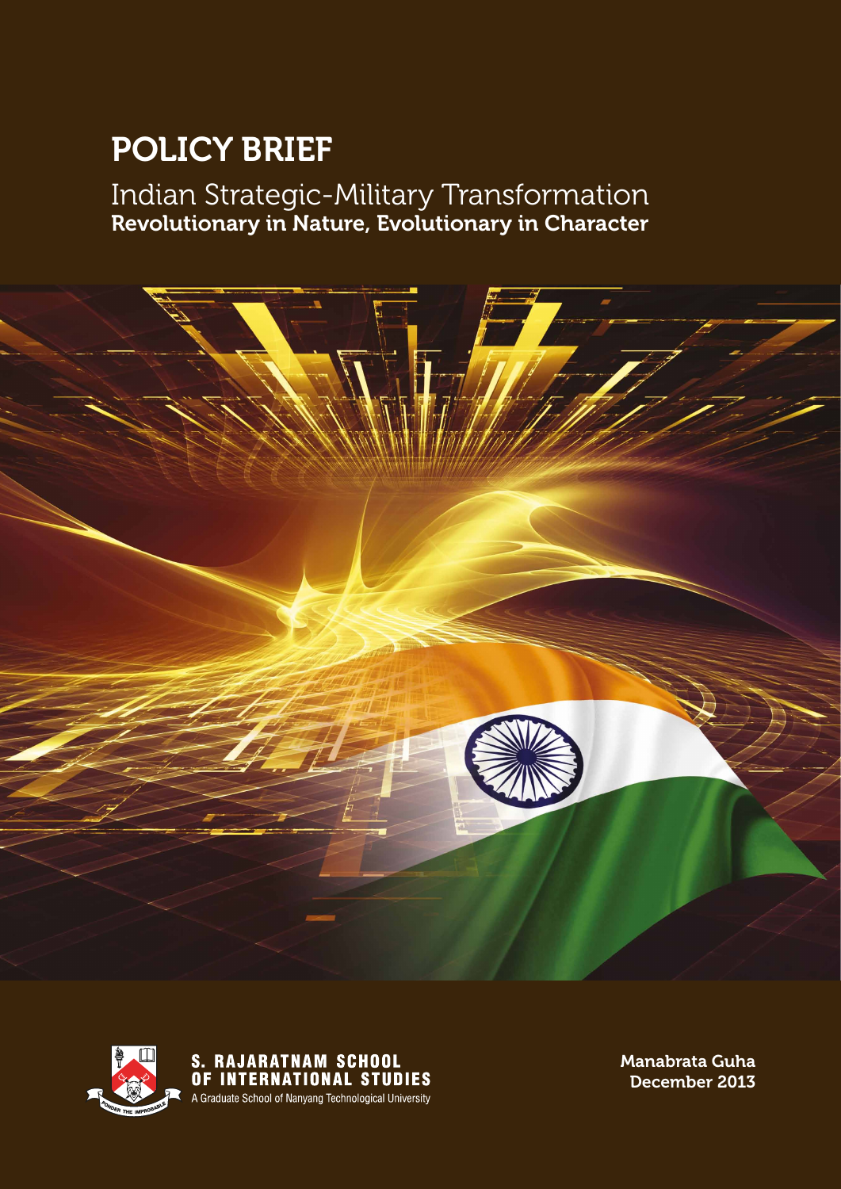# POLICY BRIEF

## Indian Strategic-Military Transformation
### Revolutionary in Nature, Evolutionary in Character

S. RAJARATNAM SCHOOL OF INTERNATIONAL STUDIES
A Graduate School of Nanyang Technological University

Manabrata Guha
December 2013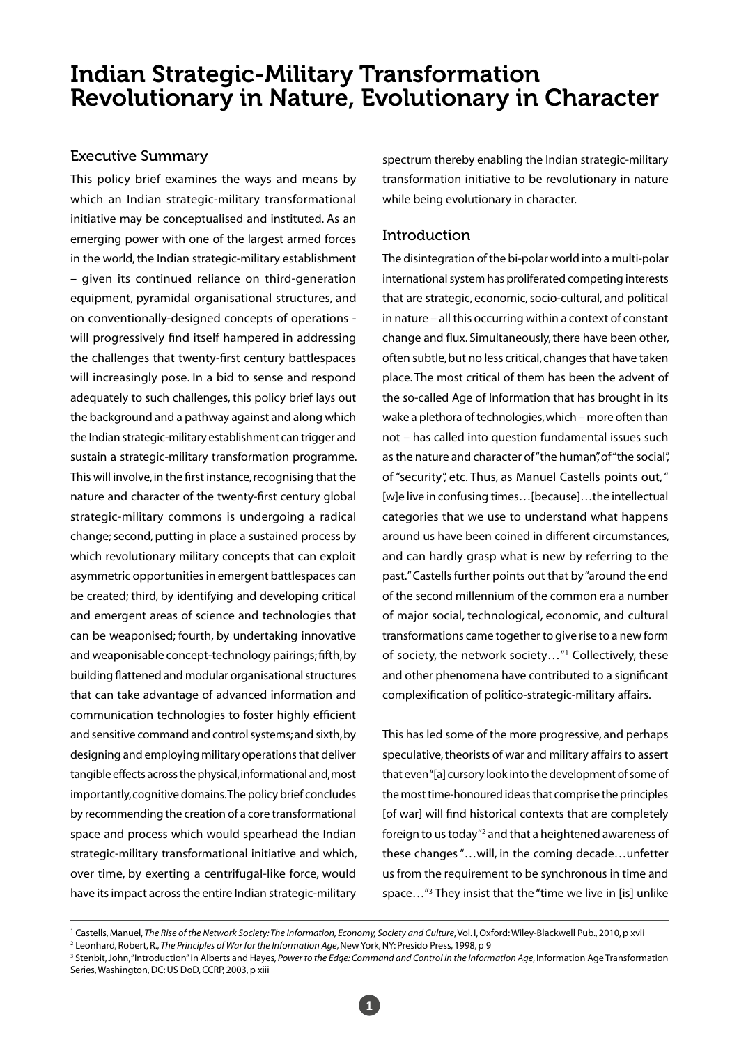# Indian Strategic-Military Transformation Revolutionary in Nature, Evolutionary in Character

## Executive Summary

This policy brief examines the ways and means by which an Indian strategic-military transformational initiative may be conceptualised and instituted. As an emerging power with one of the largest armed forces in the world, the Indian strategic-military establishment – given its continued reliance on third-generation equipment, pyramidal organisational structures, and on conventionally-designed concepts of operations - will progressively find itself hampered in addressing the challenges that twenty-first century battlespaces will increasingly pose. In a bid to sense and respond adequately to such challenges, this policy brief lays out the background and a pathway against and along which the Indian strategic-military establishment can trigger and sustain a strategic-military transformation programme. This will involve, in the first instance, recognising that the nature and character of the twenty-first century global strategic-military commons is undergoing a radical change; second, putting in place a sustained process by which revolutionary military concepts that can exploit asymmetric opportunities in emergent battlespaces can be created; third, by identifying and developing critical and emergent areas of science and technologies that can be weaponised; fourth, by undertaking innovative and weaponisable concept-technology pairings; fifth, by building flattened and modular organisational structures that can take advantage of advanced information and communication technologies to foster highly efficient and sensitive command and control systems; and sixth, by designing and employing military operations that deliver tangible effects across the physical, informational and, most importantly, cognitive domains. The policy brief concludes by recommending the creation of a core transformational space and process which would spearhead the Indian strategic-military transformational initiative and which, over time, by exerting a centrifugal-like force, would have its impact across the entire Indian strategic-military spectrum thereby enabling the Indian strategic-military transformation initiative to be revolutionary in nature while being evolutionary in character.

## Introduction

The disintegration of the bi-polar world into a multi-polar international system has proliferated competing interests that are strategic, economic, socio-cultural, and political in nature – all this occurring within a context of constant change and flux. Simultaneously, there have been other, often subtle, but no less critical, changes that have taken place. The most critical of them has been the advent of the so-called Age of Information that has brought in its wake a plethora of technologies, which – more often than not – has called into question fundamental issues such as the nature and character of "the human", of "the social", of "security", etc. Thus, as Manuel Castells points out, " [w]e live in confusing times…[because]…the intellectual categories that we use to understand what happens around us have been coined in different circumstances, and can hardly grasp what is new by referring to the past." Castells further points out that by "around the end of the second millennium of the common era a number of major social, technological, economic, and cultural transformations came together to give rise to a new form of society, the network society…"[1] Collectively, these and other phenomena have contributed to a significant complexification of politico-strategic-military affairs.

This has led some of the more progressive, and perhaps speculative, theorists of war and military affairs to assert that even "[a] cursory look into the development of some of the most time-honoured ideas that comprise the principles [of war] will find historical contexts that are completely foreign to us today"[2] and that a heightened awareness of these changes "…will, in the coming decade…unfetter us from the requirement to be synchronous in time and space…"[3] They insist that the "time we live in [is] unlike

---

[1] Castells, Manuel, *The Rise of the Network Society: The Information, Economy, Society and Culture*, Vol. I, Oxford: Wiley-Blackwell Pub., 2010, p xvii

[2] Leonhard, Robert, R., *The Principles of War for the Information Age*, New York, NY: Presido Press, 1998, p 9

[3] Stenbit, John, "Introduction" in Alberts and Hayes, *Power to the Edge: Command and Control in the Information Age*, Information Age Transformation Series, Washington, DC: US DoD, CCRP, 2003, p xiii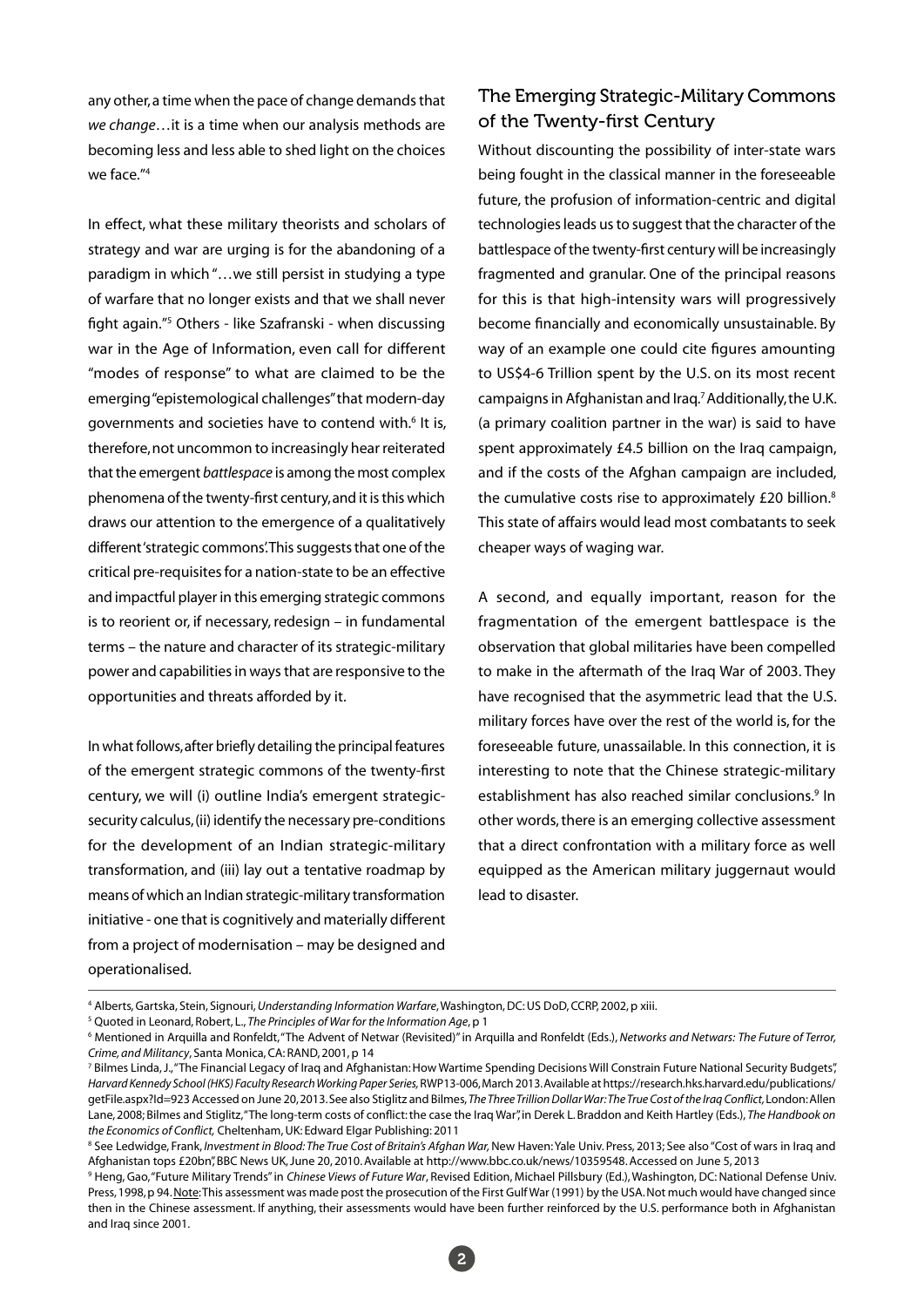any other, a time when the pace of change demands that *we change*…it is a time when our analysis methods are becoming less and less able to shed light on the choices we face."[4]

In effect, what these military theorists and scholars of strategy and war are urging is for the abandoning of a paradigm in which "…we still persist in studying a type of warfare that no longer exists and that we shall never fight again."[5] Others - like Szafranski - when discussing war in the Age of Information, even call for different "modes of response" to what are claimed to be the emerging "epistemological challenges" that modern-day governments and societies have to contend with.[6] It is, therefore, not uncommon to increasingly hear reiterated that the emergent *battlespace* is among the most complex phenomena of the twenty-first century, and it is this which draws our attention to the emergence of a qualitatively different 'strategic commons'. This suggests that one of the critical pre-requisites for a nation-state to be an effective and impactful player in this emerging strategic commons is to reorient or, if necessary, redesign – in fundamental terms – the nature and character of its strategic-military power and capabilities in ways that are responsive to the opportunities and threats afforded by it.

In what follows, after briefly detailing the principal features of the emergent strategic commons of the twenty-first century, we will (i) outline India's emergent strategic-security calculus, (ii) identify the necessary pre-conditions for the development of an Indian strategic-military transformation, and (iii) lay out a tentative roadmap by means of which an Indian strategic-military transformation initiative - one that is cognitively and materially different from a project of modernisation – may be designed and operationalised.

## The Emerging Strategic-Military Commons of the Twenty-first Century

Without discounting the possibility of inter-state wars being fought in the classical manner in the foreseeable future, the profusion of information-centric and digital technologies leads us to suggest that the character of the battlespace of the twenty-first century will be increasingly fragmented and granular. One of the principal reasons for this is that high-intensity wars will progressively become financially and economically unsustainable. By way of an example one could cite figures amounting to US$4-6 Trillion spent by the U.S. on its most recent campaigns in Afghanistan and Iraq.[7] Additionally, the U.K. (a primary coalition partner in the war) is said to have spent approximately £4.5 billion on the Iraq campaign, and if the costs of the Afghan campaign are included, the cumulative costs rise to approximately £20 billion.[8] This state of affairs would lead most combatants to seek cheaper ways of waging war.

A second, and equally important, reason for the fragmentation of the emergent battlespace is the observation that global militaries have been compelled to make in the aftermath of the Iraq War of 2003. They have recognised that the asymmetric lead that the U.S. military forces have over the rest of the world is, for the foreseeable future, unassailable. In this connection, it is interesting to note that the Chinese strategic-military establishment has also reached similar conclusions.[9] In other words, there is an emerging collective assessment that a direct confrontation with a military force as well equipped as the American military juggernaut would lead to disaster.

---

[4] Alberts, Gartska, Stein, Signouri, *Understanding Information Warfare*, Washington, DC: US DoD, CCRP, 2002, p xiii.

[5] Quoted in Leonard, Robert, L., *The Principles of War for the Information Age*, p 1

[6] Mentioned in Arquilla and Ronfeldt, "The Advent of Netwar (Revisited)" in Arquilla and Ronfeldt (Eds.), *Networks and Netwars: The Future of Terror, Crime, and Militancy*, Santa Monica, CA: RAND, 2001, p 14

[7] Bilmes Linda, J., "The Financial Legacy of Iraq and Afghanistan: How Wartime Spending Decisions Will Constrain Future National Security Budgets", *Harvard Kennedy School (HKS) Faculty Research Working Paper Series,* RWP13-006, March 2013. Available at https://research.hks.harvard.edu/publications/getFile.aspx?Id=923 Accessed on June 20, 2013. See also Stiglitz and Bilmes, *The Three Trillion Dollar War: The True Cost of the Iraq Conflict,* London: Allen Lane, 2008; Bilmes and Stiglitz, "The long-term costs of conflict: the case the Iraq War", in Derek L. Braddon and Keith Hartley (Eds.), *The Handbook on the Economics of Conflict,* Cheltenham, UK: Edward Elgar Publishing: 2011

[8] See Ledwidge, Frank, *Investment in Blood: The True Cost of Britain's Afghan War,* New Haven: Yale Univ. Press, 2013; See also "Cost of wars in Iraq and Afghanistan tops £20bn", BBC News UK, June 20, 2010. Available at http://www.bbc.co.uk/news/10359548. Accessed on June 5, 2013

[9] Heng, Gao, "Future Military Trends" in *Chinese Views of Future War*, Revised Edition, Michael Pillsbury (Ed.), Washington, DC: National Defense Univ. Press, 1998, p 94. Note: This assessment was made post the prosecution of the First Gulf War (1991) by the USA. Not much would have changed since then in the Chinese assessment. If anything, their assessments would have been further reinforced by the U.S. performance both in Afghanistan and Iraq since 2001.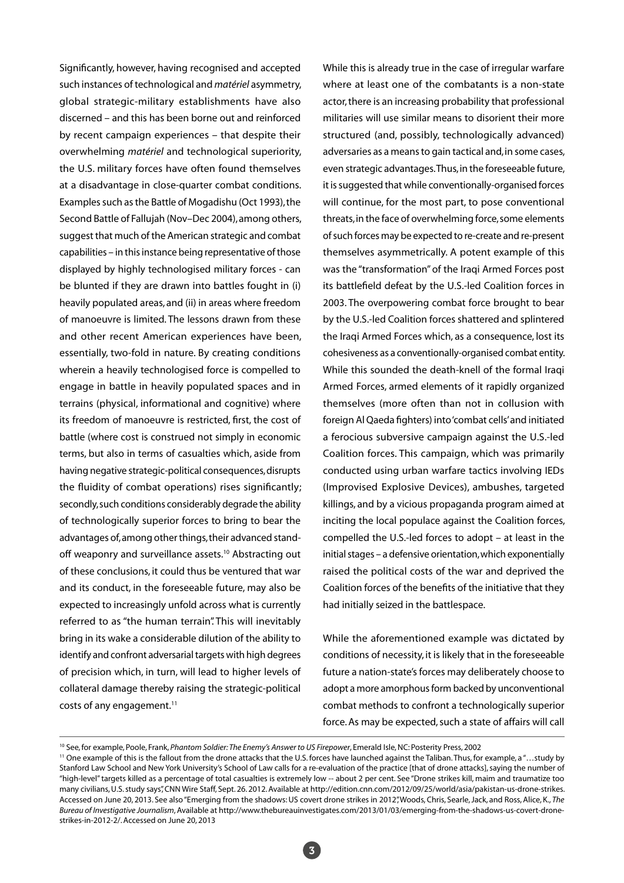Significantly, however, having recognised and accepted such instances of technological and *matériel* asymmetry, global strategic-military establishments have also discerned – and this has been borne out and reinforced by recent campaign experiences – that despite their overwhelming *matériel* and technological superiority, the U.S. military forces have often found themselves at a disadvantage in close-quarter combat conditions. Examples such as the Battle of Mogadishu (Oct 1993), the Second Battle of Fallujah (Nov–Dec 2004), among others, suggest that much of the American strategic and combat capabilities – in this instance being representative of those displayed by highly technologised military forces - can be blunted if they are drawn into battles fought in (i) heavily populated areas, and (ii) in areas where freedom of manoeuvre is limited. The lessons drawn from these and other recent American experiences have been, essentially, two-fold in nature. By creating conditions wherein a heavily technologised force is compelled to engage in battle in heavily populated spaces and in terrains (physical, informational and cognitive) where its freedom of manoeuvre is restricted, first, the cost of battle (where cost is construed not simply in economic terms, but also in terms of casualties which, aside from having negative strategic-political consequences, disrupts the fluidity of combat operations) rises significantly; secondly, such conditions considerably degrade the ability of technologically superior forces to bring to bear the advantages of, among other things, their advanced stand-off weaponry and surveillance assets.[10] Abstracting out of these conclusions, it could thus be ventured that war and its conduct, in the foreseeable future, may also be expected to increasingly unfold across what is currently referred to as "the human terrain". This will inevitably bring in its wake a considerable dilution of the ability to identify and confront adversarial targets with high degrees of precision which, in turn, will lead to higher levels of collateral damage thereby raising the strategic-political costs of any engagement.[11]

While this is already true in the case of irregular warfare where at least one of the combatants is a non-state actor, there is an increasing probability that professional militaries will use similar means to disorient their more structured (and, possibly, technologically advanced) adversaries as a means to gain tactical and, in some cases, even strategic advantages. Thus, in the foreseeable future, it is suggested that while conventionally-organised forces will continue, for the most part, to pose conventional threats, in the face of overwhelming force, some elements of such forces may be expected to re-create and re-present themselves asymmetrically. A potent example of this was the "transformation" of the Iraqi Armed Forces post its battlefield defeat by the U.S.-led Coalition forces in 2003. The overpowering combat force brought to bear by the U.S.-led Coalition forces shattered and splintered the Iraqi Armed Forces which, as a consequence, lost its cohesiveness as a conventionally-organised combat entity. While this sounded the death-knell of the formal Iraqi Armed Forces, armed elements of it rapidly organized themselves (more often than not in collusion with foreign Al Qaeda fighters) into 'combat cells' and initiated a ferocious subversive campaign against the U.S.-led Coalition forces. This campaign, which was primarily conducted using urban warfare tactics involving IEDs (Improvised Explosive Devices), ambushes, targeted killings, and by a vicious propaganda program aimed at inciting the local populace against the Coalition forces, compelled the U.S.-led forces to adopt – at least in the initial stages – a defensive orientation, which exponentially raised the political costs of the war and deprived the Coalition forces of the benefits of the initiative that they had initially seized in the battlespace.

While the aforementioned example was dictated by conditions of necessity, it is likely that in the foreseeable future a nation-state's forces may deliberately choose to adopt a more amorphous form backed by unconventional combat methods to confront a technologically superior force. As may be expected, such a state of affairs will call

---

[10] See, for example, Poole, Frank, *Phantom Soldier: The Enemy's Answer to US Firepower*, Emerald Isle, NC: Posterity Press, 2002

[11] One example of this is the fallout from the drone attacks that the U.S. forces have launched against the Taliban. Thus, for example, a "…study by Stanford Law School and New York University's School of Law calls for a re-evaluation of the practice [that of drone attacks], saying the number of "high-level" targets killed as a percentage of total casualties is extremely low -- about 2 per cent. See "Drone strikes kill, maim and traumatize too many civilians, U.S. study says", CNN Wire Staff, Sept. 26. 2012. Available at http://edition.cnn.com/2012/09/25/world/asia/pakistan-us-drone-strikes. Accessed on June 20, 2013. See also "Emerging from the shadows: US covert drone strikes in 2012", Woods, Chris, Searle, Jack, and Ross, Alice, K., *The Bureau of Investigative Journalism*, Available at http://www.thebureauinvestigates.com/2013/01/03/emerging-from-the-shadows-us-covert-drone-strikes-in-2012-2/. Accessed on June 20, 2013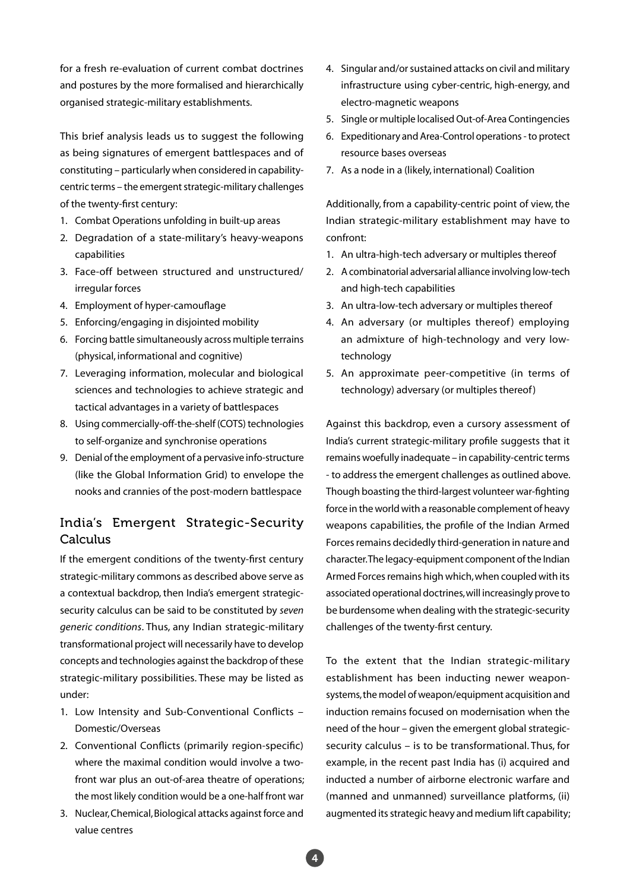for a fresh re-evaluation of current combat doctrines and postures by the more formalised and hierarchically organised strategic-military establishments.

This brief analysis leads us to suggest the following as being signatures of emergent battlespaces and of constituting – particularly when considered in capability-centric terms – the emergent strategic-military challenges of the twenty-first century:

1. Combat Operations unfolding in built-up areas
2. Degradation of a state-military's heavy-weapons capabilities
3. Face-off between structured and unstructured/irregular forces
4. Employment of hyper-camouflage
5. Enforcing/engaging in disjointed mobility
6. Forcing battle simultaneously across multiple terrains (physical, informational and cognitive)
7. Leveraging information, molecular and biological sciences and technologies to achieve strategic and tactical advantages in a variety of battlespaces
8. Using commercially-off-the-shelf (COTS) technologies to self-organize and synchronise operations
9. Denial of the employment of a pervasive info-structure (like the Global Information Grid) to envelope the nooks and crannies of the post-modern battlespace

## India's Emergent Strategic-Security Calculus

If the emergent conditions of the twenty-first century strategic-military commons as described above serve as a contextual backdrop, then India's emergent strategic-security calculus can be said to be constituted by *seven generic conditions*. Thus, any Indian strategic-military transformational project will necessarily have to develop concepts and technologies against the backdrop of these strategic-military possibilities. These may be listed as under:

1. Low Intensity and Sub-Conventional Conflicts – Domestic/Overseas
2. Conventional Conflicts (primarily region-specific) where the maximal condition would involve a two-front war plus an out-of-area theatre of operations; the most likely condition would be a one-half front war
3. Nuclear, Chemical, Biological attacks against force and value centres
4. Singular and/or sustained attacks on civil and military infrastructure using cyber-centric, high-energy, and electro-magnetic weapons
5. Single or multiple localised Out-of-Area Contingencies
6. Expeditionary and Area-Control operations - to protect resource bases overseas
7. As a node in a (likely, international) Coalition

Additionally, from a capability-centric point of view, the Indian strategic-military establishment may have to confront:

1. An ultra-high-tech adversary or multiples thereof
2. A combinatorial adversarial alliance involving low-tech and high-tech capabilities
3. An ultra-low-tech adversary or multiples thereof
4. An adversary (or multiples thereof) employing an admixture of high-technology and very low-technology
5. An approximate peer-competitive (in terms of technology) adversary (or multiples thereof)

Against this backdrop, even a cursory assessment of India's current strategic-military profile suggests that it remains woefully inadequate – in capability-centric terms - to address the emergent challenges as outlined above. Though boasting the third-largest volunteer war-fighting force in the world with a reasonable complement of heavy weapons capabilities, the profile of the Indian Armed Forces remains decidedly third-generation in nature and character. The legacy-equipment component of the Indian Armed Forces remains high which, when coupled with its associated operational doctrines, will increasingly prove to be burdensome when dealing with the strategic-security challenges of the twenty-first century.

To the extent that the Indian strategic-military establishment has been inducting newer weapon-systems, the model of weapon/equipment acquisition and induction remains focused on modernisation when the need of the hour – given the emergent global strategic-security calculus – is to be transformational. Thus, for example, in the recent past India has (i) acquired and inducted a number of airborne electronic warfare and (manned and unmanned) surveillance platforms, (ii) augmented its strategic heavy and medium lift capability;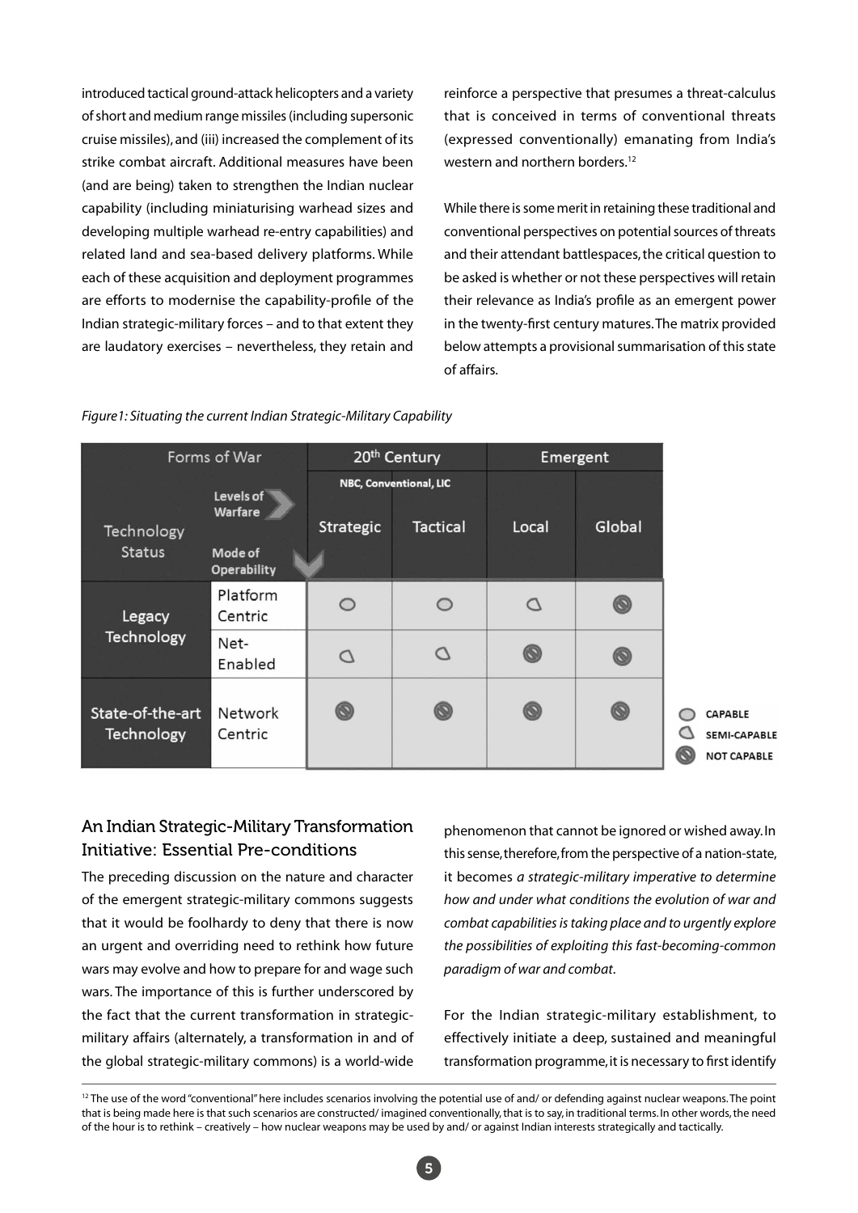introduced tactical ground-attack helicopters and a variety of short and medium range missiles (including supersonic cruise missiles), and (iii) increased the complement of its strike combat aircraft. Additional measures have been (and are being) taken to strengthen the Indian nuclear capability (including miniaturising warhead sizes and developing multiple warhead re-entry capabilities) and related land and sea-based delivery platforms. While each of these acquisition and deployment programmes are efforts to modernise the capability-profile of the Indian strategic-military forces – and to that extent they are laudatory exercises – nevertheless, they retain and reinforce a perspective that presumes a threat-calculus that is conceived in terms of conventional threats (expressed conventionally) emanating from India's western and northern borders.[12]

While there is some merit in retaining these traditional and conventional perspectives on potential sources of threats and their attendant battlespaces, the critical question to be asked is whether or not these perspectives will retain their relevance as India's profile as an emergent power in the twenty-first century matures. The matrix provided below attempts a provisional summarisation of this state of affairs.

*Figure1: Situating the current Indian Strategic-Military Capability*

| Forms of War | | 20th Century | | Emergent | |
|---|---|---|---|---|---|
| | Levels of Warfare | NBC, Conventional, LIC | | | |
| Technology Status | Mode of Operability | Strategic | Tactical | Local | Global |
| Legacy Technology | Platform Centric | Capable | Capable | Semi-capable | Not capable |
| | Net-Enabled | Semi-capable | Semi-capable | Not capable | Not capable |
| State-of-the-art Technology | Network Centric | Not capable | Not capable | Not capable | Not capable |

Legend: CAPABLE; SEMI-CAPABLE; NOT CAPABLE

## An Indian Strategic-Military Transformation Initiative: Essential Pre-conditions

The preceding discussion on the nature and character of the emergent strategic-military commons suggests that it would be foolhardy to deny that there is now an urgent and overriding need to rethink how future wars may evolve and how to prepare for and wage such wars. The importance of this is further underscored by the fact that the current transformation in strategic-military affairs (alternately, a transformation in and of the global strategic-military commons) is a world-wide phenomenon that cannot be ignored or wished away. In this sense, therefore, from the perspective of a nation-state, it becomes *a strategic-military imperative to determine how and under what conditions the evolution of war and combat capabilities is taking place and to urgently explore the possibilities of exploiting this fast-becoming-common paradigm of war and combat.*

For the Indian strategic-military establishment, to effectively initiate a deep, sustained and meaningful transformation programme, it is necessary to first identify

[12] The use of the word "conventional" here includes scenarios involving the potential use of and/ or defending against nuclear weapons. The point that is being made here is that such scenarios are constructed/ imagined conventionally, that is to say, in traditional terms. In other words, the need of the hour is to rethink – creatively – how nuclear weapons may be used by and/ or against Indian interests strategically and tactically.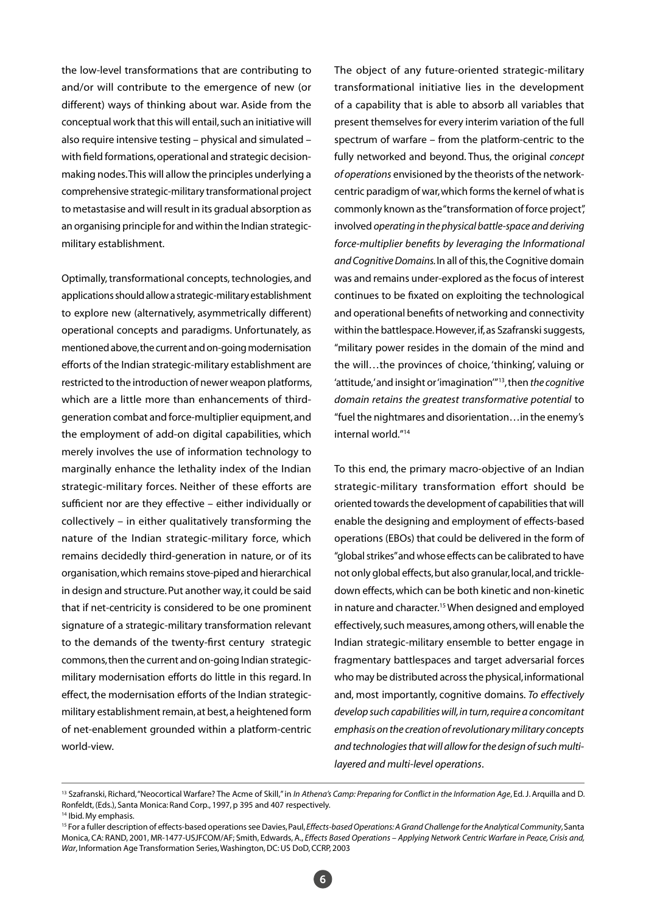the low-level transformations that are contributing to and/or will contribute to the emergence of new (or different) ways of thinking about war. Aside from the conceptual work that this will entail, such an initiative will also require intensive testing – physical and simulated – with field formations, operational and strategic decision-making nodes. This will allow the principles underlying a comprehensive strategic-military transformational project to metastasise and will result in its gradual absorption as an organising principle for and within the Indian strategic-military establishment.

Optimally, transformational concepts, technologies, and applications should allow a strategic-military establishment to explore new (alternatively, asymmetrically different) operational concepts and paradigms. Unfortunately, as mentioned above, the current and on-going modernisation efforts of the Indian strategic-military establishment are restricted to the introduction of newer weapon platforms, which are a little more than enhancements of third-generation combat and force-multiplier equipment, and the employment of add-on digital capabilities, which merely involves the use of information technology to marginally enhance the lethality index of the Indian strategic-military forces. Neither of these efforts are sufficient nor are they effective – either individually or collectively – in either qualitatively transforming the nature of the Indian strategic-military force, which remains decidedly third-generation in nature, or of its organisation, which remains stove-piped and hierarchical in design and structure. Put another way, it could be said that if net-centricity is considered to be one prominent signature of a strategic-military transformation relevant to the demands of the twenty-first century strategic commons, then the current and on-going Indian strategic-military modernisation efforts do little in this regard. In effect, the modernisation efforts of the Indian strategic-military establishment remain, at best, a heightened form of net-enablement grounded within a platform-centric world-view.

The object of any future-oriented strategic-military transformational initiative lies in the development of a capability that is able to absorb all variables that present themselves for every interim variation of the full spectrum of warfare – from the platform-centric to the fully networked and beyond. Thus, the original *concept of operations* envisioned by the theorists of the network-centric paradigm of war, which forms the kernel of what is commonly known as the "transformation of force project", involved *operating in the physical battle-space and deriving force-multiplier benefits by leveraging the Informational and Cognitive Domains.* In all of this, the Cognitive domain was and remains under-explored as the focus of interest continues to be fixated on exploiting the technological and operational benefits of networking and connectivity within the battlespace. However, if, as Szafranski suggests, "military power resides in the domain of the mind and the will…the provinces of choice, 'thinking', valuing or 'attitude,' and insight or 'imagination'"[13], then *the cognitive domain retains the greatest transformative potential* to "fuel the nightmares and disorientation…in the enemy's internal world."[14]

To this end, the primary macro-objective of an Indian strategic-military transformation effort should be oriented towards the development of capabilities that will enable the designing and employment of effects-based operations (EBOs) that could be delivered in the form of "global strikes" and whose effects can be calibrated to have not only global effects, but also granular, local, and trickle-down effects, which can be both kinetic and non-kinetic in nature and character.[15] When designed and employed effectively, such measures, among others, will enable the Indian strategic-military ensemble to better engage in fragmentary battlespaces and target adversarial forces who may be distributed across the physical, informational and, most importantly, cognitive domains. *To effectively develop such capabilities will, in turn, require a concomitant emphasis on the creation of revolutionary military concepts and technologies that will allow for the design of such multi-layered and multi-level operations*.

---

[13] Szafranski, Richard, "Neocortical Warfare? The Acme of Skill," in *In Athena's Camp: Preparing for Conflict in the Information Age*, Ed. J. Arquilla and D. Ronfeldt, (Eds.), Santa Monica: Rand Corp., 1997, p 395 and 407 respectively.

[14] Ibid. My emphasis.

[15] For a fuller description of effects-based operations see Davies, Paul, *Effects-based Operations: A Grand Challenge for the Analytical Community*, Santa Monica, CA: RAND, 2001, MR-1477-USJFCOM/AF; Smith, Edwards, A., *Effects Based Operations – Applying Network Centric Warfare in Peace, Crisis and, War*, Information Age Transformation Series, Washington, DC: US DoD, CCRP, 2003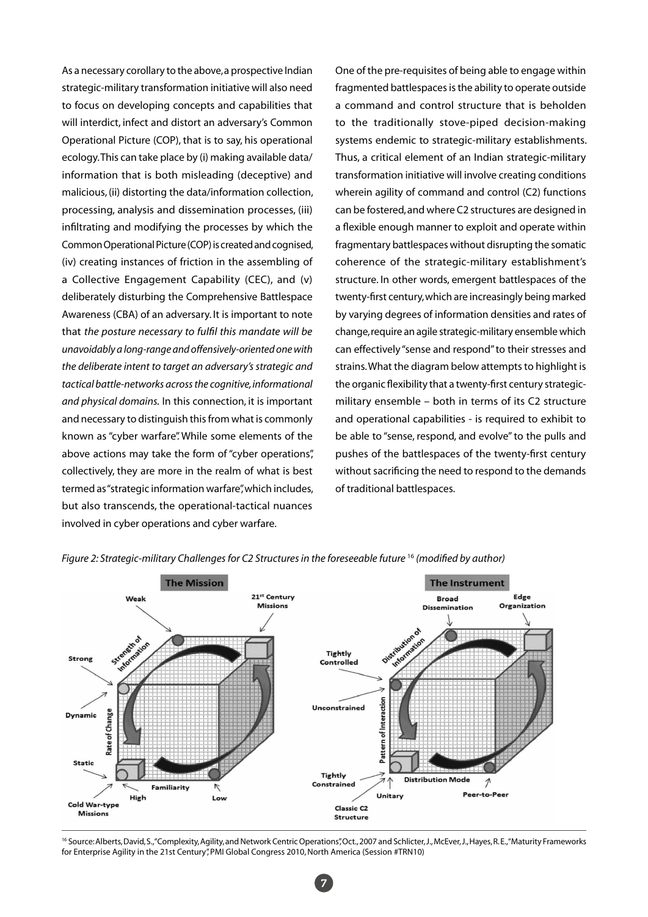As a necessary corollary to the above, a prospective Indian strategic-military transformation initiative will also need to focus on developing concepts and capabilities that will interdict, infect and distort an adversary's Common Operational Picture (COP), that is to say, his operational ecology. This can take place by (i) making available data/ information that is both misleading (deceptive) and malicious, (ii) distorting the data/information collection, processing, analysis and dissemination processes, (iii) infiltrating and modifying the processes by which the Common Operational Picture (COP) is created and cognised, (iv) creating instances of friction in the assembling of a Collective Engagement Capability (CEC), and (v) deliberately disturbing the Comprehensive Battlespace Awareness (CBA) of an adversary. It is important to note that *the posture necessary to fulfil this mandate will be unavoidably a long-range and offensively-oriented one with the deliberate intent to target an adversary's strategic and tactical battle-networks across the cognitive, informational and physical domains.* In this connection, it is important and necessary to distinguish this from what is commonly known as "cyber warfare". While some elements of the above actions may take the form of "cyber operations", collectively, they are more in the realm of what is best termed as "strategic information warfare", which includes, but also transcends, the operational-tactical nuances involved in cyber operations and cyber warfare.

One of the pre-requisites of being able to engage within fragmented battlespaces is the ability to operate outside a command and control structure that is beholden to the traditionally stove-piped decision-making systems endemic to strategic-military establishments. Thus, a critical element of an Indian strategic-military transformation initiative will involve creating conditions wherein agility of command and control (C2) functions can be fostered, and where C2 structures are designed in a flexible enough manner to exploit and operate within fragmentary battlespaces without disrupting the somatic coherence of the strategic-military establishment's structure. In other words, emergent battlespaces of the twenty-first century, which are increasingly being marked by varying degrees of information densities and rates of change, require an agile strategic-military ensemble which can effectively "sense and respond" to their stresses and strains. What the diagram below attempts to highlight is the organic flexibility that a twenty-first century strategic-military ensemble – both in terms of its C2 structure and operational capabilities - is required to exhibit to be able to "sense, respond, and evolve" to the pulls and pushes of the battlespaces of the twenty-first century without sacrificing the need to respond to the demands of traditional battlespaces.

*Figure 2: Strategic-military Challenges for C2 Structures in the foreseeable future* [16] *(modified by author)*

[16] Source: Alberts, David, S., "Complexity, Agility, and Network Centric Operations", Oct., 2007 and Schlicter, J., McEver, J., Hayes, R. E., "Maturity Frameworks for Enterprise Agility in the 21st Century", PMI Global Congress 2010, North America (Session #TRN10)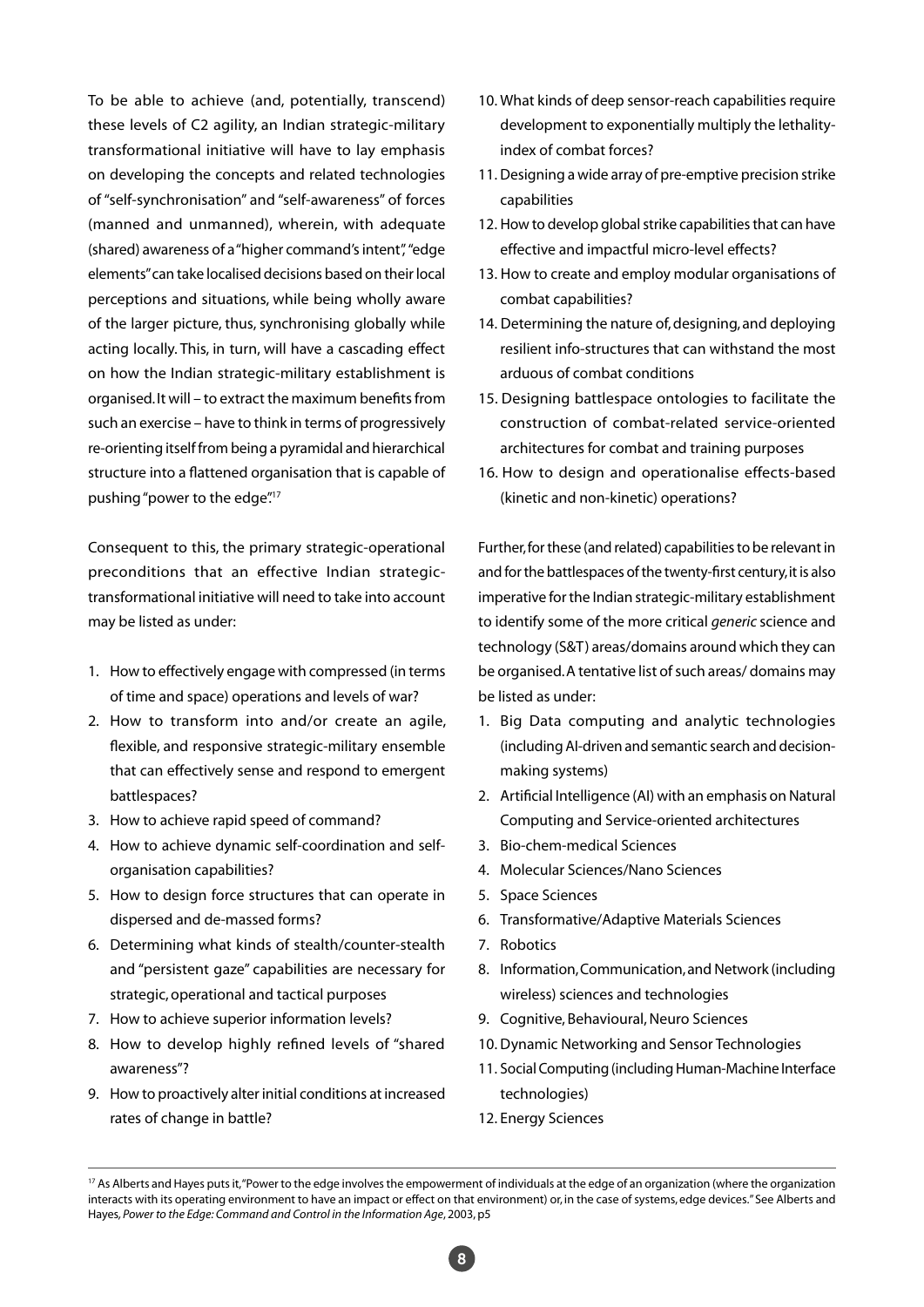To be able to achieve (and, potentially, transcend) these levels of C2 agility, an Indian strategic-military transformational initiative will have to lay emphasis on developing the concepts and related technologies of "self-synchronisation" and "self-awareness" of forces (manned and unmanned), wherein, with adequate (shared) awareness of a "higher command's intent", "edge elements" can take localised decisions based on their local perceptions and situations, while being wholly aware of the larger picture, thus, synchronising globally while acting locally. This, in turn, will have a cascading effect on how the Indian strategic-military establishment is organised. It will – to extract the maximum benefits from such an exercise – have to think in terms of progressively re-orienting itself from being a pyramidal and hierarchical structure into a flattened organisation that is capable of pushing "power to the edge".[17]

Consequent to this, the primary strategic-operational preconditions that an effective Indian strategic-transformational initiative will need to take into account may be listed as under:

1. How to effectively engage with compressed (in terms of time and space) operations and levels of war?
2. How to transform into and/or create an agile, flexible, and responsive strategic-military ensemble that can effectively sense and respond to emergent battlespaces?
3. How to achieve rapid speed of command?
4. How to achieve dynamic self-coordination and self-organisation capabilities?
5. How to design force structures that can operate in dispersed and de-massed forms?
6. Determining what kinds of stealth/counter-stealth and "persistent gaze" capabilities are necessary for strategic, operational and tactical purposes
7. How to achieve superior information levels?
8. How to develop highly refined levels of "shared awareness"?
9. How to proactively alter initial conditions at increased rates of change in battle?
10. What kinds of deep sensor-reach capabilities require development to exponentially multiply the lethality-index of combat forces?
11. Designing a wide array of pre-emptive precision strike capabilities
12. How to develop global strike capabilities that can have effective and impactful micro-level effects?
13. How to create and employ modular organisations of combat capabilities?
14. Determining the nature of, designing, and deploying resilient info-structures that can withstand the most arduous of combat conditions
15. Designing battlespace ontologies to facilitate the construction of combat-related service-oriented architectures for combat and training purposes
16. How to design and operationalise effects-based (kinetic and non-kinetic) operations?

Further, for these (and related) capabilities to be relevant in and for the battlespaces of the twenty-first century, it is also imperative for the Indian strategic-military establishment to identify some of the more critical *generic* science and technology (S&T) areas/domains around which they can be organised. A tentative list of such areas/ domains may be listed as under:

1. Big Data computing and analytic technologies (including AI-driven and semantic search and decision-making systems)
2. Artificial Intelligence (AI) with an emphasis on Natural Computing and Service-oriented architectures
3. Bio-chem-medical Sciences
4. Molecular Sciences/Nano Sciences
5. Space Sciences
6. Transformative/Adaptive Materials Sciences
7. Robotics
8. Information, Communication, and Network (including wireless) sciences and technologies
9. Cognitive, Behavioural, Neuro Sciences
10. Dynamic Networking and Sensor Technologies
11. Social Computing (including Human-Machine Interface technologies)
12. Energy Sciences

---

[17] As Alberts and Hayes puts it, "Power to the edge involves the empowerment of individuals at the edge of an organization (where the organization interacts with its operating environment to have an impact or effect on that environment) or, in the case of systems, edge devices." See Alberts and Hayes, *Power to the Edge: Command and Control in the Information Age*, 2003, p5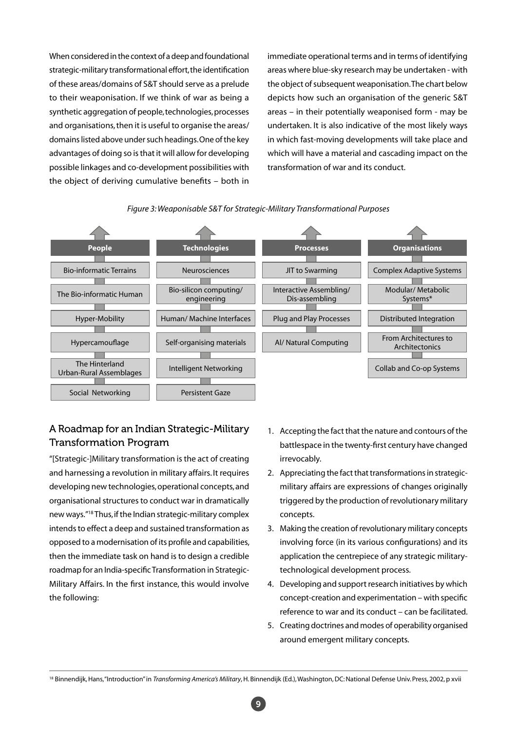When considered in the context of a deep and foundational strategic-military transformational effort, the identification of these areas/domains of S&T should serve as a prelude to their weaponisation. If we think of war as being a synthetic aggregation of people, technologies, processes and organisations, then it is useful to organise the areas/domains listed above under such headings. One of the key advantages of doing so is that it will allow for developing possible linkages and co-development possibilities with the object of deriving cumulative benefits – both in immediate operational terms and in terms of identifying areas where blue-sky research may be undertaken - with the object of subsequent weaponisation. The chart below depicts how such an organisation of the generic S&T areas – in their potentially weaponised form - may be undertaken. It is also indicative of the most likely ways in which fast-moving developments will take place and which will have a material and cascading impact on the transformation of war and its conduct.

*Figure 3: Weaponisable S&T for Strategic-Military Transformational Purposes*

| People | Technologies | Processes | Organisations |
| --- | --- | --- | --- |
| Bio-informatic Terrains | Neurosciences | JIT to Swarming | Complex Adaptive Systems |
| The Bio-informatic Human | Bio-silicon computing/ engineering | Interactive Assembling/ Dis-assembling | Modular/ Metabolic Systems* |
| Hyper-Mobility | Human/ Machine Interfaces | Plug and Play Processes | Distributed Integration |
| Hypercamouflage | Self-organising materials | AI/ Natural Computing | From Architectures to Architectonics |
| The Hinterland Urban-Rural Assemblages | Intelligent Networking | | Collab and Co-op Systems |
| Social Networking | Persistent Gaze | | |

## A Roadmap for an Indian Strategic-Military Transformation Program

"[Strategic-]Military transformation is the act of creating and harnessing a revolution in military affairs. It requires developing new technologies, operational concepts, and organisational structures to conduct war in dramatically new ways."[18] Thus, if the Indian strategic-military complex intends to effect a deep and sustained transformation as opposed to a modernisation of its profile and capabilities, then the immediate task on hand is to design a credible roadmap for an India-specific Transformation in Strategic-Military Affairs. In the first instance, this would involve the following:

1. Accepting the fact that the nature and contours of the battlespace in the twenty-first century have changed irrevocably.
2. Appreciating the fact that transformations in strategic-military affairs are expressions of changes originally triggered by the production of revolutionary military concepts.
3. Making the creation of revolutionary military concepts involving force (in its various configurations) and its application the centrepiece of any strategic military-technological development process.
4. Developing and support research initiatives by which concept-creation and experimentation – with specific reference to war and its conduct – can be facilitated.
5. Creating doctrines and modes of operability organised around emergent military concepts.

[18] Binnendijk, Hans, "Introduction" in *Transforming America's Military*, H. Binnendijk (Ed.), Washington, DC: National Defense Univ. Press, 2002, p xvii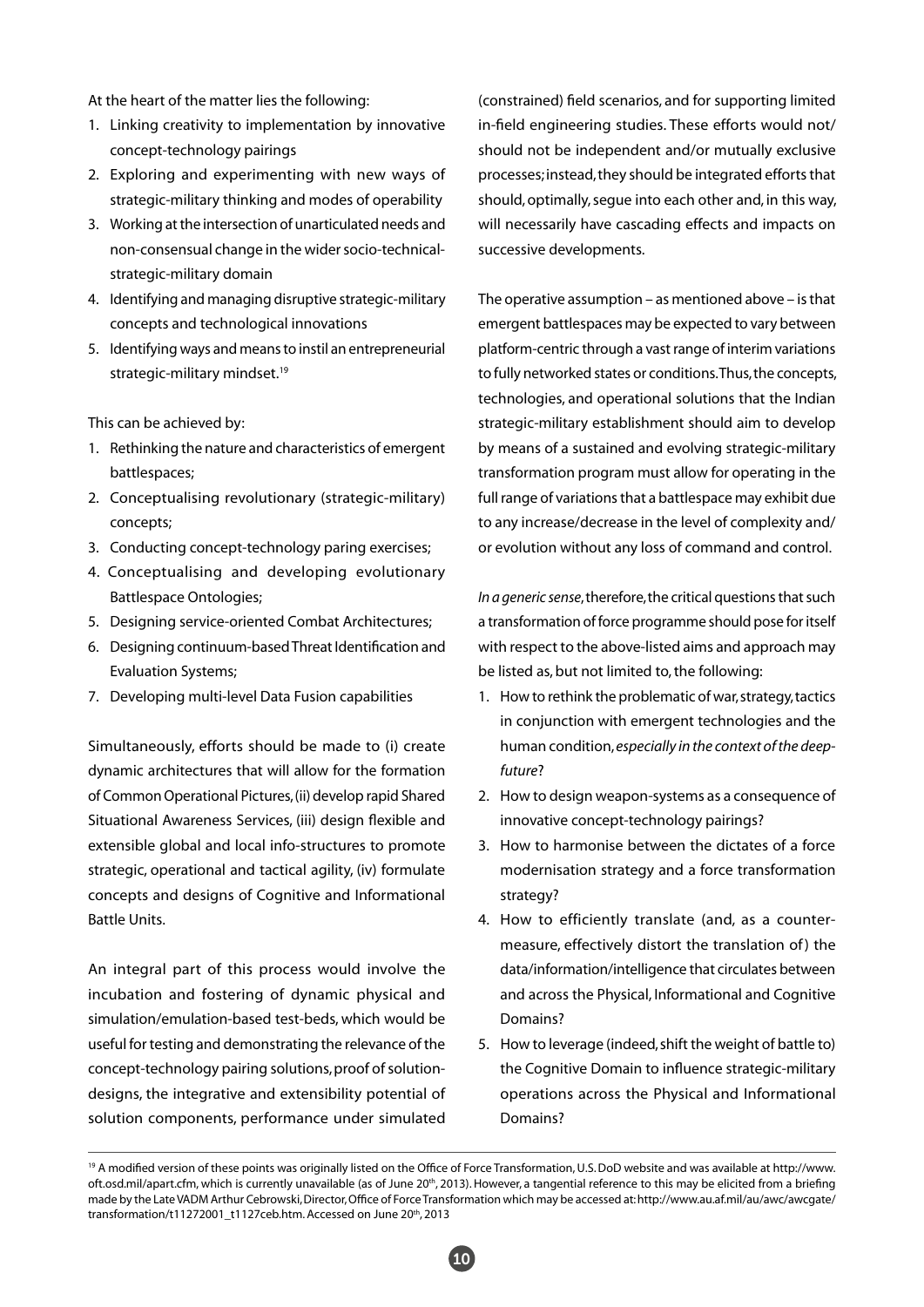At the heart of the matter lies the following:

1. Linking creativity to implementation by innovative concept-technology pairings
2. Exploring and experimenting with new ways of strategic-military thinking and modes of operability
3. Working at the intersection of unarticulated needs and non-consensual change in the wider socio-technical-strategic-military domain
4. Identifying and managing disruptive strategic-military concepts and technological innovations
5. Identifying ways and means to instil an entrepreneurial strategic-military mindset.[19]

This can be achieved by:

1. Rethinking the nature and characteristics of emergent battlespaces;
2. Conceptualising revolutionary (strategic-military) concepts;
3. Conducting concept-technology paring exercises;
4. Conceptualising and developing evolutionary Battlespace Ontologies;
5. Designing service-oriented Combat Architectures;
6. Designing continuum-based Threat Identification and Evaluation Systems;
7. Developing multi-level Data Fusion capabilities

Simultaneously, efforts should be made to (i) create dynamic architectures that will allow for the formation of Common Operational Pictures, (ii) develop rapid Shared Situational Awareness Services, (iii) design flexible and extensible global and local info-structures to promote strategic, operational and tactical agility, (iv) formulate concepts and designs of Cognitive and Informational Battle Units.

An integral part of this process would involve the incubation and fostering of dynamic physical and simulation/emulation-based test-beds, which would be useful for testing and demonstrating the relevance of the concept-technology pairing solutions, proof of solution-designs, the integrative and extensibility potential of solution components, performance under simulated (constrained) field scenarios, and for supporting limited in-field engineering studies. These efforts would not/ should not be independent and/or mutually exclusive processes; instead, they should be integrated efforts that should, optimally, segue into each other and, in this way, will necessarily have cascading effects and impacts on successive developments.

The operative assumption – as mentioned above – is that emergent battlespaces may be expected to vary between platform-centric through a vast range of interim variations to fully networked states or conditions. Thus, the concepts, technologies, and operational solutions that the Indian strategic-military establishment should aim to develop by means of a sustained and evolving strategic-military transformation program must allow for operating in the full range of variations that a battlespace may exhibit due to any increase/decrease in the level of complexity and/ or evolution without any loss of command and control.

*In a generic sense*, therefore, the critical questions that such a transformation of force programme should pose for itself with respect to the above-listed aims and approach may be listed as, but not limited to, the following:

1. How to rethink the problematic of war, strategy, tactics in conjunction with emergent technologies and the human condition, *especially in the context of the deep-future*?
2. How to design weapon-systems as a consequence of innovative concept-technology pairings?
3. How to harmonise between the dictates of a force modernisation strategy and a force transformation strategy?
4. How to efficiently translate (and, as a counter-measure, effectively distort the translation of) the data/information/intelligence that circulates between and across the Physical, Informational and Cognitive Domains?
5. How to leverage (indeed, shift the weight of battle to) the Cognitive Domain to influence strategic-military operations across the Physical and Informational Domains?

---

[19] A modified version of these points was originally listed on the Office of Force Transformation, U.S. DoD website and was available at http://www.oft.osd.mil/apart.cfm, which is currently unavailable (as of June 20th, 2013). However, a tangential reference to this may be elicited from a briefing made by the Late VADM Arthur Cebrowski, Director, Office of Force Transformation which may be accessed at: http://www.au.af.mil/au/awc/awcgate/transformation/t11272001_t1127ceb.htm. Accessed on June 20th, 2013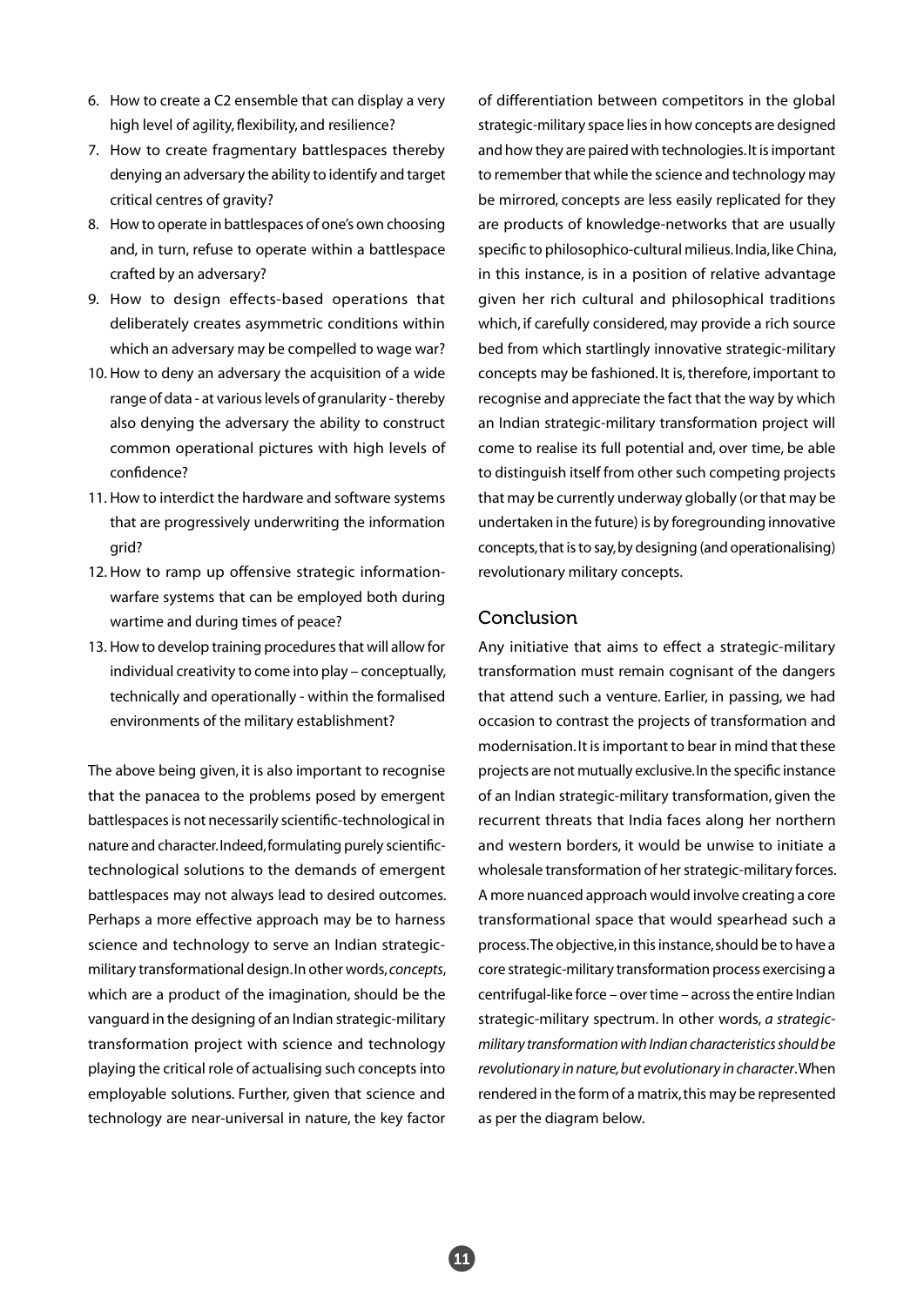6. How to create a C2 ensemble that can display a very high level of agility, flexibility, and resilience?
7. How to create fragmentary battlespaces thereby denying an adversary the ability to identify and target critical centres of gravity?
8. How to operate in battlespaces of one's own choosing and, in turn, refuse to operate within a battlespace crafted by an adversary?
9. How to design effects-based operations that deliberately creates asymmetric conditions within which an adversary may be compelled to wage war?
10. How to deny an adversary the acquisition of a wide range of data - at various levels of granularity - thereby also denying the adversary the ability to construct common operational pictures with high levels of confidence?
11. How to interdict the hardware and software systems that are progressively underwriting the information grid?
12. How to ramp up offensive strategic information-warfare systems that can be employed both during wartime and during times of peace?
13. How to develop training procedures that will allow for individual creativity to come into play – conceptually, technically and operationally - within the formalised environments of the military establishment?

The above being given, it is also important to recognise that the panacea to the problems posed by emergent battlespaces is not necessarily scientific-technological in nature and character. Indeed, formulating purely scientific-technological solutions to the demands of emergent battlespaces may not always lead to desired outcomes. Perhaps a more effective approach may be to harness science and technology to serve an Indian strategic-military transformational design. In other words, *concepts*, which are a product of the imagination, should be the vanguard in the designing of an Indian strategic-military transformation project with science and technology playing the critical role of actualising such concepts into employable solutions. Further, given that science and technology are near-universal in nature, the key factor of differentiation between competitors in the global strategic-military space lies in how concepts are designed and how they are paired with technologies. It is important to remember that while the science and technology may be mirrored, concepts are less easily replicated for they are products of knowledge-networks that are usually specific to philosophico-cultural milieus. India, like China, in this instance, is in a position of relative advantage given her rich cultural and philosophical traditions which, if carefully considered, may provide a rich source bed from which startlingly innovative strategic-military concepts may be fashioned. It is, therefore, important to recognise and appreciate the fact that the way by which an Indian strategic-military transformation project will come to realise its full potential and, over time, be able to distinguish itself from other such competing projects that may be currently underway globally (or that may be undertaken in the future) is by foregrounding innovative concepts, that is to say, by designing (and operationalising) revolutionary military concepts.

## Conclusion

Any initiative that aims to effect a strategic-military transformation must remain cognisant of the dangers that attend such a venture. Earlier, in passing, we had occasion to contrast the projects of transformation and modernisation. It is important to bear in mind that these projects are not mutually exclusive. In the specific instance of an Indian strategic-military transformation, given the recurrent threats that India faces along her northern and western borders, it would be unwise to initiate a wholesale transformation of her strategic-military forces. A more nuanced approach would involve creating a core transformational space that would spearhead such a process. The objective, in this instance, should be to have a core strategic-military transformation process exercising a centrifugal-like force – over time – across the entire Indian strategic-military spectrum. In other words, *a strategic-military transformation with Indian characteristics should be revolutionary in nature, but evolutionary in character*. When rendered in the form of a matrix, this may be represented as per the diagram below.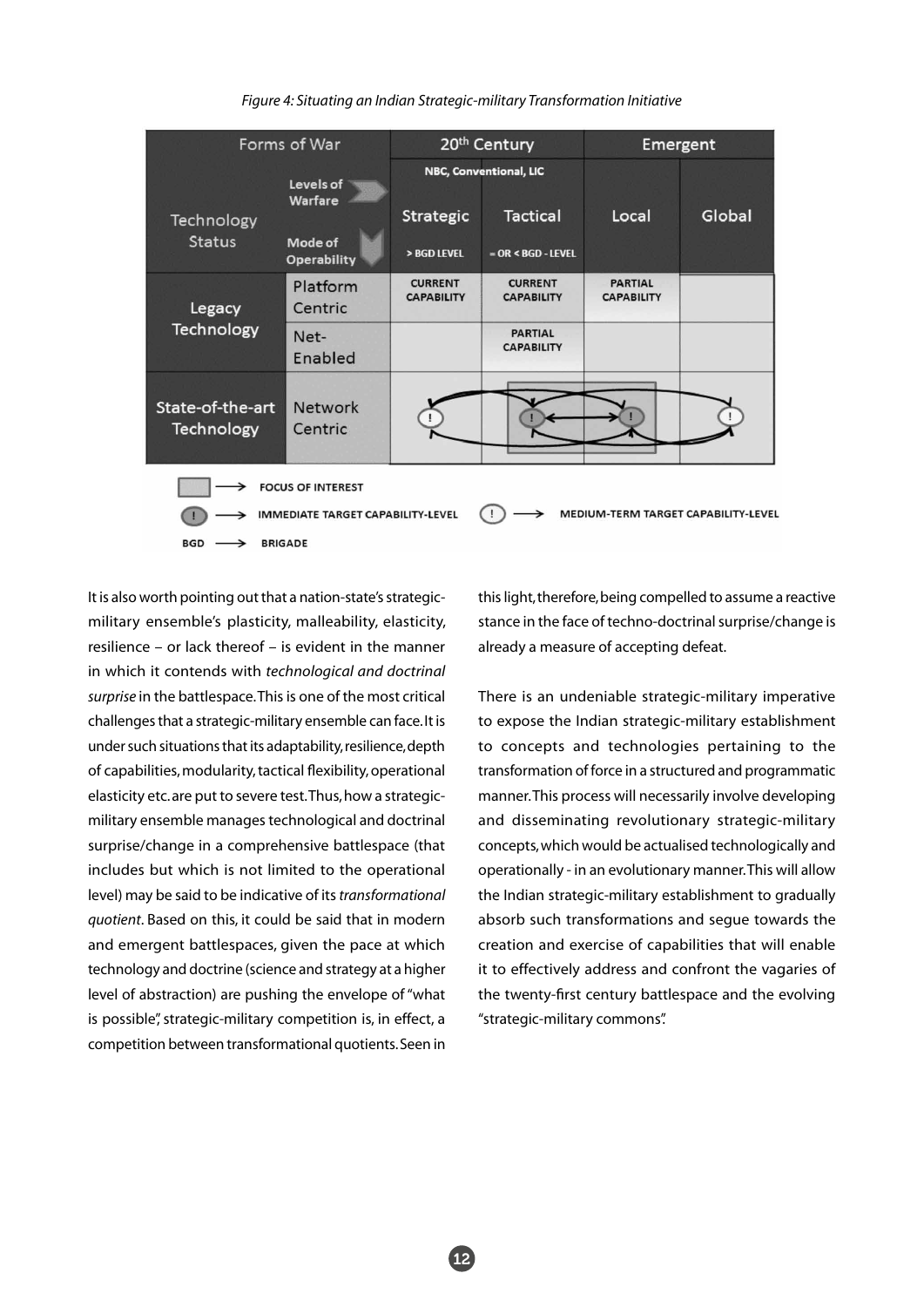*Figure 4: Situating an Indian Strategic-military Transformation Initiative*

| Forms of War | | 20th Century | | Emergent | |
|---|---|---|---|---|---|
| | | NBC, Conventional, LIC | | | |
| Technology Status | Levels of Warfare / Mode of Operability | Strategic (> BGD LEVEL) | Tactical (= OR < BGD - LEVEL) | Local | Global |
| Legacy Technology | Platform Centric | CURRENT CAPABILITY | CURRENT CAPABILITY | PARTIAL CAPABILITY | |
| | Net-Enabled | | PARTIAL CAPABILITY | | |
| State-of-the-art Technology | Network Centric | ! | ! | ! | ! |

FOCUS OF INTEREST

IMMEDIATE TARGET CAPABILITY-LEVEL — MEDIUM-TERM TARGET CAPABILITY-LEVEL

BGD → BRIGADE

It is also worth pointing out that a nation-state's strategic-military ensemble's plasticity, malleability, elasticity, resilience – or lack thereof – is evident in the manner in which it contends with *technological and doctrinal surprise* in the battlespace. This is one of the most critical challenges that a strategic-military ensemble can face. It is under such situations that its adaptability, resilience, depth of capabilities, modularity, tactical flexibility, operational elasticity etc. are put to severe test. Thus, how a strategic-military ensemble manages technological and doctrinal surprise/change in a comprehensive battlespace (that includes but which is not limited to the operational level) may be said to be indicative of its *transformational quotient*. Based on this, it could be said that in modern and emergent battlespaces, given the pace at which technology and doctrine (science and strategy at a higher level of abstraction) are pushing the envelope of "what is possible", strategic-military competition is, in effect, a competition between transformational quotients. Seen in this light, therefore, being compelled to assume a reactive stance in the face of techno-doctrinal surprise/change is already a measure of accepting defeat.

There is an undeniable strategic-military imperative to expose the Indian strategic-military establishment to concepts and technologies pertaining to the transformation of force in a structured and programmatic manner. This process will necessarily involve developing and disseminating revolutionary strategic-military concepts, which would be actualised technologically and operationally - in an evolutionary manner. This will allow the Indian strategic-military establishment to gradually absorb such transformations and segue towards the creation and exercise of capabilities that will enable it to effectively address and confront the vagaries of the twenty-first century battlespace and the evolving "strategic-military commons".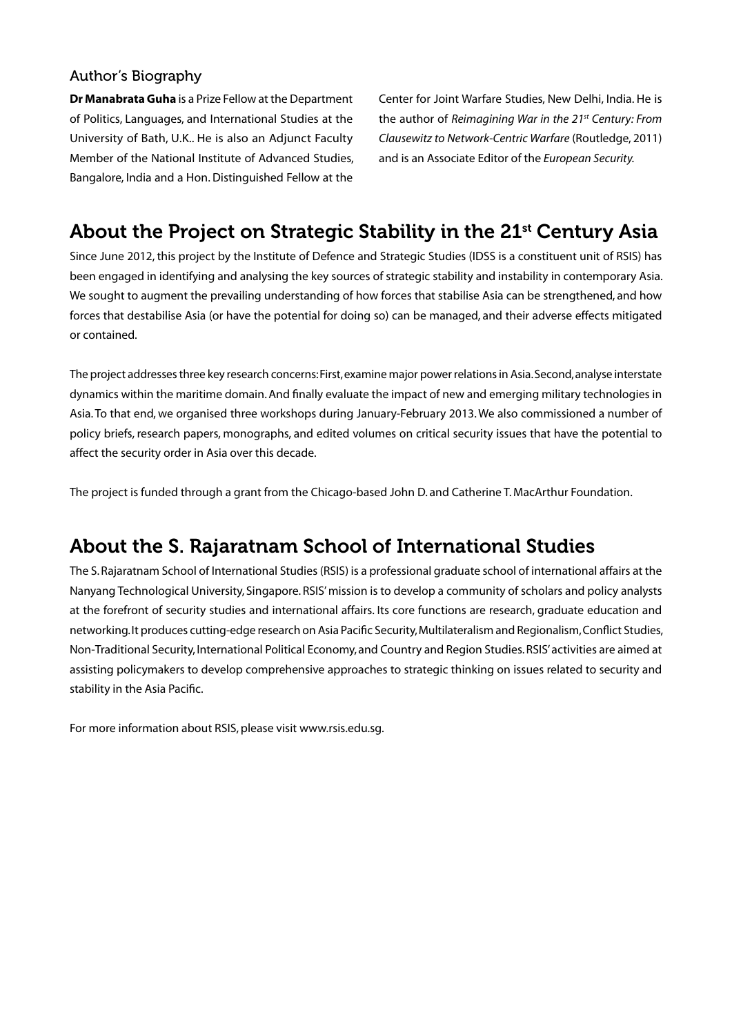### Author's Biography

**Dr Manabrata Guha** is a Prize Fellow at the Department of Politics, Languages, and International Studies at the University of Bath, U.K.. He is also an Adjunct Faculty Member of the National Institute of Advanced Studies, Bangalore, India and a Hon. Distinguished Fellow at the Center for Joint Warfare Studies, New Delhi, India. He is the author of *Reimagining War in the 21st Century: From Clausewitz to Network-Centric Warfare* (Routledge, 2011) and is an Associate Editor of the *European Security.*

## About the Project on Strategic Stability in the 21st Century Asia

Since June 2012, this project by the Institute of Defence and Strategic Studies (IDSS is a constituent unit of RSIS) has been engaged in identifying and analysing the key sources of strategic stability and instability in contemporary Asia. We sought to augment the prevailing understanding of how forces that stabilise Asia can be strengthened, and how forces that destabilise Asia (or have the potential for doing so) can be managed, and their adverse effects mitigated or contained.

The project addresses three key research concerns: First, examine major power relations in Asia. Second, analyse interstate dynamics within the maritime domain. And finally evaluate the impact of new and emerging military technologies in Asia. To that end, we organised three workshops during January-February 2013. We also commissioned a number of policy briefs, research papers, monographs, and edited volumes on critical security issues that have the potential to affect the security order in Asia over this decade.

The project is funded through a grant from the Chicago-based John D. and Catherine T. MacArthur Foundation.

## About the S. Rajaratnam School of International Studies

The S. Rajaratnam School of International Studies (RSIS) is a professional graduate school of international affairs at the Nanyang Technological University, Singapore. RSIS' mission is to develop a community of scholars and policy analysts at the forefront of security studies and international affairs. Its core functions are research, graduate education and networking. It produces cutting-edge research on Asia Pacific Security, Multilateralism and Regionalism, Conflict Studies, Non-Traditional Security, International Political Economy, and Country and Region Studies. RSIS' activities are aimed at assisting policymakers to develop comprehensive approaches to strategic thinking on issues related to security and stability in the Asia Pacific.

For more information about RSIS, please visit www.rsis.edu.sg.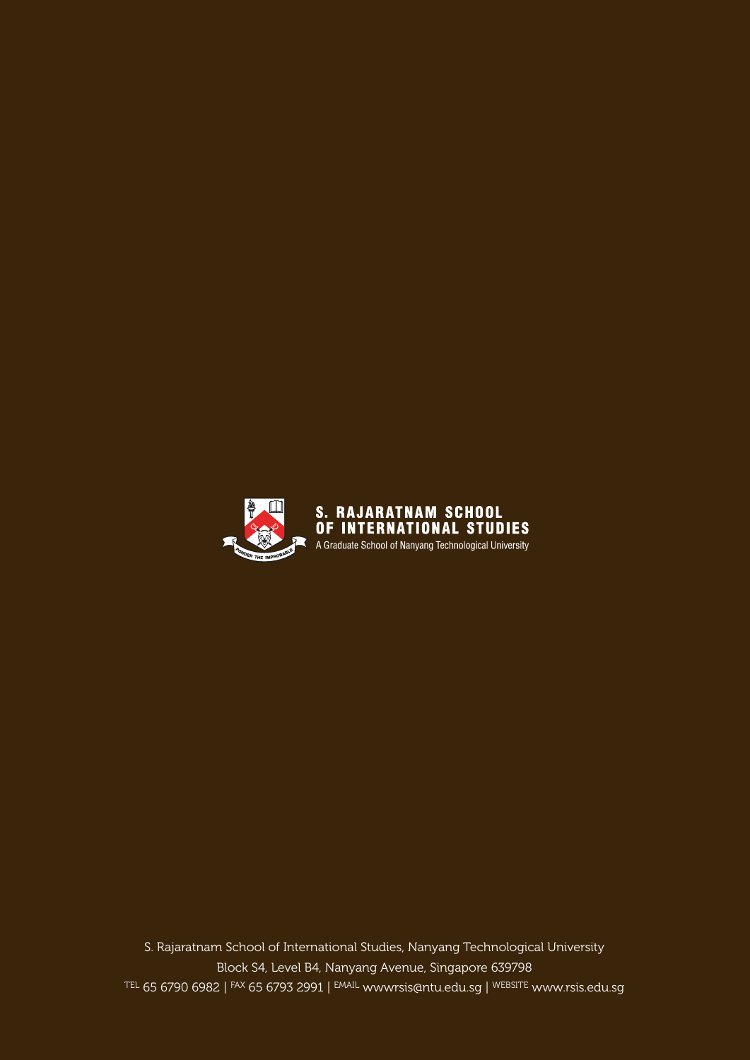S. RAJARATNAM SCHOOL OF INTERNATIONAL STUDIES

A Graduate School of Nanyang Technological University

S. Rajaratnam School of International Studies, Nanyang Technological University

Block S4, Level B4, Nanyang Avenue, Singapore 639798

TEL 65 6790 6982 | FAX 65 6793 2991 | EMAIL wwwrsis@ntu.edu.sg | WEBSITE www.rsis.edu.sg